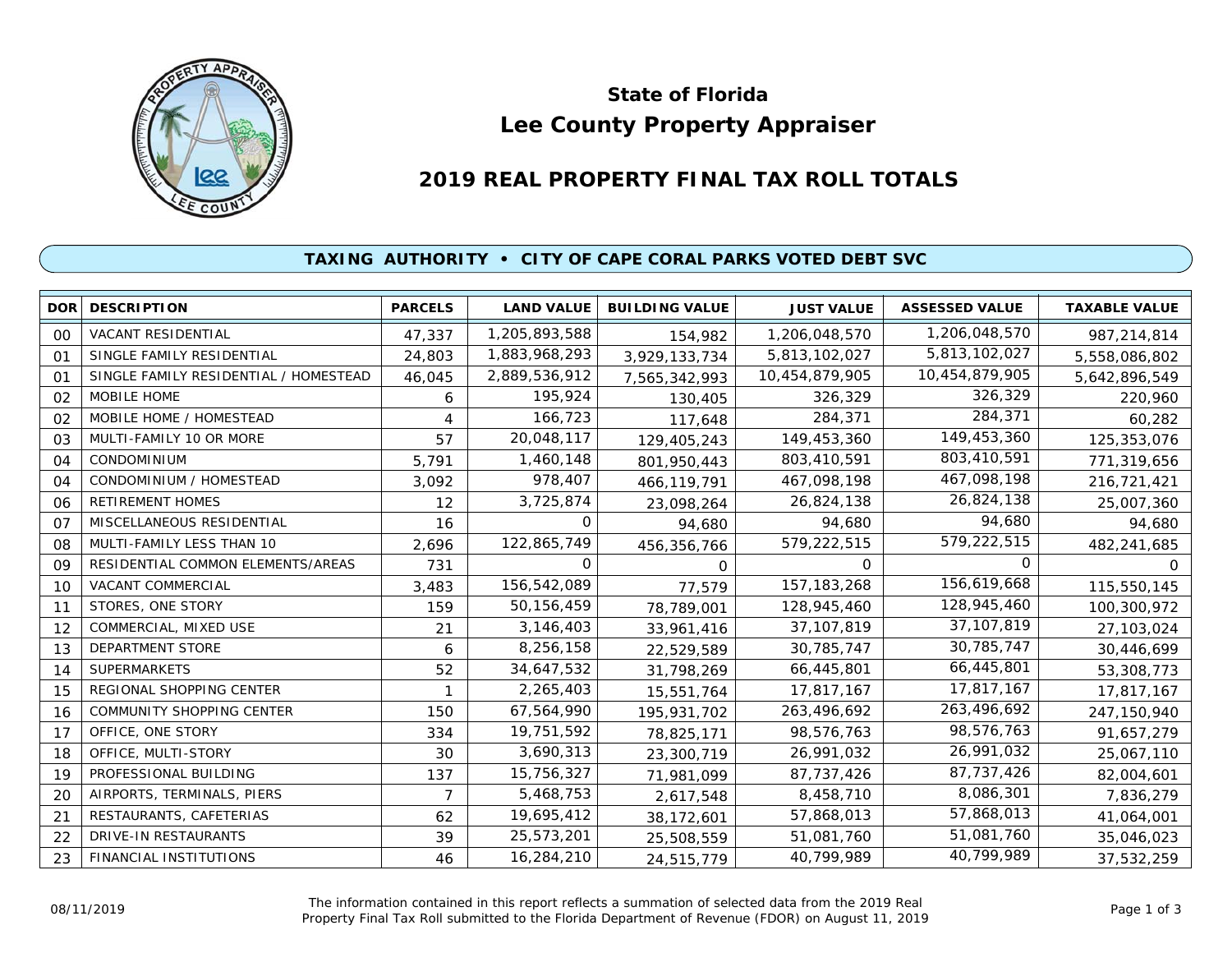# State of Florida
# Lee County Property Appraiser

## 2019 REAL PROPERTY FINAL TAX ROLL TOTALS

### TAXING AUTHORITY • CITY OF CAPE CORAL PARKS VOTED DEBT SVC

| DOR | DESCRIPTION | PARCELS | LAND VALUE | BUILDING VALUE | JUST VALUE | ASSESSED VALUE | TAXABLE VALUE |
|---|---|---|---|---|---|---|---|
| 00 | VACANT RESIDENTIAL | 47,337 | 1,205,893,588 | 154,982 | 1,206,048,570 | 1,206,048,570 | 987,214,814 |
| 01 | SINGLE FAMILY RESIDENTIAL | 24,803 | 1,883,968,293 | 3,929,133,734 | 5,813,102,027 | 5,813,102,027 | 5,558,086,802 |
| 01 | SINGLE FAMILY RESIDENTIAL / HOMESTEAD | 46,045 | 2,889,536,912 | 7,565,342,993 | 10,454,879,905 | 10,454,879,905 | 5,642,896,549 |
| 02 | MOBILE HOME | 6 | 195,924 | 130,405 | 326,329 | 326,329 | 220,960 |
| 02 | MOBILE HOME / HOMESTEAD | 4 | 166,723 | 117,648 | 284,371 | 284,371 | 60,282 |
| 03 | MULTI-FAMILY 10 OR MORE | 57 | 20,048,117 | 129,405,243 | 149,453,360 | 149,453,360 | 125,353,076 |
| 04 | CONDOMINIUM | 5,791 | 1,460,148 | 801,950,443 | 803,410,591 | 803,410,591 | 771,319,656 |
| 04 | CONDOMINIUM / HOMESTEAD | 3,092 | 978,407 | 466,119,791 | 467,098,198 | 467,098,198 | 216,721,421 |
| 06 | RETIREMENT HOMES | 12 | 3,725,874 | 23,098,264 | 26,824,138 | 26,824,138 | 25,007,360 |
| 07 | MISCELLANEOUS RESIDENTIAL | 16 | 0 | 94,680 | 94,680 | 94,680 | 94,680 |
| 08 | MULTI-FAMILY LESS THAN 10 | 2,696 | 122,865,749 | 456,356,766 | 579,222,515 | 579,222,515 | 482,241,685 |
| 09 | RESIDENTIAL COMMON ELEMENTS/AREAS | 731 | 0 | 0 | 0 | 0 | 0 |
| 10 | VACANT COMMERCIAL | 3,483 | 156,542,089 | 77,579 | 157,183,268 | 156,619,668 | 115,550,145 |
| 11 | STORES, ONE STORY | 159 | 50,156,459 | 78,789,001 | 128,945,460 | 128,945,460 | 100,300,972 |
| 12 | COMMERCIAL, MIXED USE | 21 | 3,146,403 | 33,961,416 | 37,107,819 | 37,107,819 | 27,103,024 |
| 13 | DEPARTMENT STORE | 6 | 8,256,158 | 22,529,589 | 30,785,747 | 30,785,747 | 30,446,699 |
| 14 | SUPERMARKETS | 52 | 34,647,532 | 31,798,269 | 66,445,801 | 66,445,801 | 53,308,773 |
| 15 | REGIONAL SHOPPING CENTER | 1 | 2,265,403 | 15,551,764 | 17,817,167 | 17,817,167 | 17,817,167 |
| 16 | COMMUNITY SHOPPING CENTER | 150 | 67,564,990 | 195,931,702 | 263,496,692 | 263,496,692 | 247,150,940 |
| 17 | OFFICE, ONE STORY | 334 | 19,751,592 | 78,825,171 | 98,576,763 | 98,576,763 | 91,657,279 |
| 18 | OFFICE, MULTI-STORY | 30 | 3,690,313 | 23,300,719 | 26,991,032 | 26,991,032 | 25,067,110 |
| 19 | PROFESSIONAL BUILDING | 137 | 15,756,327 | 71,981,099 | 87,737,426 | 87,737,426 | 82,004,601 |
| 20 | AIRPORTS, TERMINALS, PIERS | 7 | 5,468,753 | 2,617,548 | 8,458,710 | 8,086,301 | 7,836,279 |
| 21 | RESTAURANTS, CAFETERIAS | 62 | 19,695,412 | 38,172,601 | 57,868,013 | 57,868,013 | 41,064,001 |
| 22 | DRIVE-IN RESTAURANTS | 39 | 25,573,201 | 25,508,559 | 51,081,760 | 51,081,760 | 35,046,023 |
| 23 | FINANCIAL INSTITUTIONS | 46 | 16,284,210 | 24,515,779 | 40,799,989 | 40,799,989 | 37,532,259 |

08/11/2019

The information contained in this report reflects a summation of selected data from the 2019 Real Property Final Tax Roll submitted to the Florida Department of Revenue (FDOR) on August 11, 2019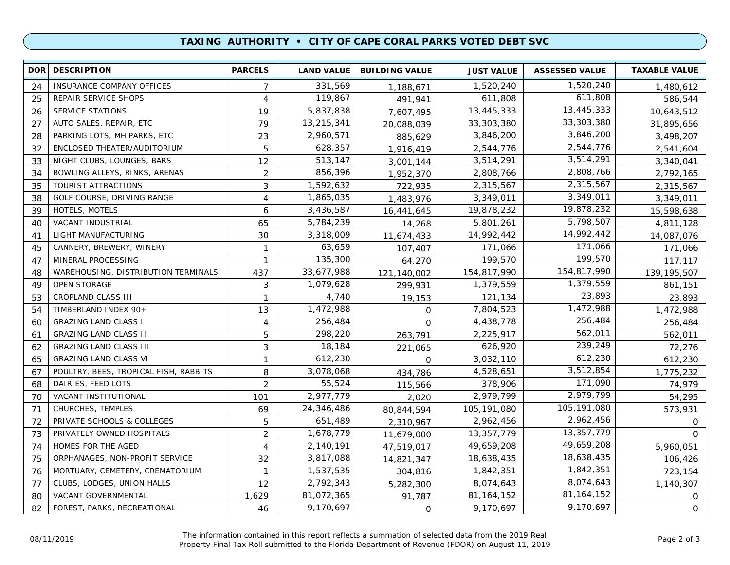## TAXING AUTHORITY • CITY OF CAPE CORAL PARKS VOTED DEBT SVC

| DOR | DESCRIPTION | PARCELS | LAND VALUE | BUILDING VALUE | JUST VALUE | ASSESSED VALUE | TAXABLE VALUE |
|---|---|---|---|---|---|---|---|
| 24 | INSURANCE COMPANY OFFICES | 7 | 331,569 | 1,188,671 | 1,520,240 | 1,520,240 | 1,480,612 |
| 25 | REPAIR SERVICE SHOPS | 4 | 119,867 | 491,941 | 611,808 | 611,808 | 586,544 |
| 26 | SERVICE STATIONS | 19 | 5,837,838 | 7,607,495 | 13,445,333 | 13,445,333 | 10,643,512 |
| 27 | AUTO SALES, REPAIR, ETC | 79 | 13,215,341 | 20,088,039 | 33,303,380 | 33,303,380 | 31,895,656 |
| 28 | PARKING LOTS, MH PARKS, ETC | 23 | 2,960,571 | 885,629 | 3,846,200 | 3,846,200 | 3,498,207 |
| 32 | ENCLOSED THEATER/AUDITORIUM | 5 | 628,357 | 1,916,419 | 2,544,776 | 2,544,776 | 2,541,604 |
| 33 | NIGHT CLUBS, LOUNGES, BARS | 12 | 513,147 | 3,001,144 | 3,514,291 | 3,514,291 | 3,340,041 |
| 34 | BOWLING ALLEYS, RINKS, ARENAS | 2 | 856,396 | 1,952,370 | 2,808,766 | 2,808,766 | 2,792,165 |
| 35 | TOURIST ATTRACTIONS | 3 | 1,592,632 | 722,935 | 2,315,567 | 2,315,567 | 2,315,567 |
| 38 | GOLF COURSE, DRIVING RANGE | 4 | 1,865,035 | 1,483,976 | 3,349,011 | 3,349,011 | 3,349,011 |
| 39 | HOTELS, MOTELS | 6 | 3,436,587 | 16,441,645 | 19,878,232 | 19,878,232 | 15,598,638 |
| 40 | VACANT INDUSTRIAL | 65 | 5,784,239 | 14,268 | 5,801,261 | 5,798,507 | 4,811,128 |
| 41 | LIGHT MANUFACTURING | 30 | 3,318,009 | 11,674,433 | 14,992,442 | 14,992,442 | 14,087,076 |
| 45 | CANNERY, BREWERY, WINERY | 1 | 63,659 | 107,407 | 171,066 | 171,066 | 171,066 |
| 47 | MINERAL PROCESSING | 1 | 135,300 | 64,270 | 199,570 | 199,570 | 117,117 |
| 48 | WAREHOUSING, DISTRIBUTION TERMINALS | 437 | 33,677,988 | 121,140,002 | 154,817,990 | 154,817,990 | 139,195,507 |
| 49 | OPEN STORAGE | 3 | 1,079,628 | 299,931 | 1,379,559 | 1,379,559 | 861,151 |
| 53 | CROPLAND CLASS III | 1 | 4,740 | 19,153 | 121,134 | 23,893 | 23,893 |
| 54 | TIMBERLAND INDEX 90+ | 13 | 1,472,988 | 0 | 7,804,523 | 1,472,988 | 1,472,988 |
| 60 | GRAZING LAND CLASS I | 4 | 256,484 | 0 | 4,438,778 | 256,484 | 256,484 |
| 61 | GRAZING LAND CLASS II | 5 | 298,220 | 263,791 | 2,225,917 | 562,011 | 562,011 |
| 62 | GRAZING LAND CLASS III | 3 | 18,184 | 221,065 | 626,920 | 239,249 | 72,276 |
| 65 | GRAZING LAND CLASS VI | 1 | 612,230 | 0 | 3,032,110 | 612,230 | 612,230 |
| 67 | POULTRY, BEES, TROPICAL FISH, RABBITS | 8 | 3,078,068 | 434,786 | 4,528,651 | 3,512,854 | 1,775,232 |
| 68 | DAIRIES, FEED LOTS | 2 | 55,524 | 115,566 | 378,906 | 171,090 | 74,979 |
| 70 | VACANT INSTITUTIONAL | 101 | 2,977,779 | 2,020 | 2,979,799 | 2,979,799 | 54,295 |
| 71 | CHURCHES, TEMPLES | 69 | 24,346,486 | 80,844,594 | 105,191,080 | 105,191,080 | 573,931 |
| 72 | PRIVATE SCHOOLS & COLLEGES | 5 | 651,489 | 2,310,967 | 2,962,456 | 2,962,456 | 0 |
| 73 | PRIVATELY OWNED HOSPITALS | 2 | 1,678,779 | 11,679,000 | 13,357,779 | 13,357,779 | 0 |
| 74 | HOMES FOR THE AGED | 4 | 2,140,191 | 47,519,017 | 49,659,208 | 49,659,208 | 5,960,051 |
| 75 | ORPHANAGES, NON-PROFIT SERVICE | 32 | 3,817,088 | 14,821,347 | 18,638,435 | 18,638,435 | 106,426 |
| 76 | MORTUARY, CEMETERY, CREMATORIUM | 1 | 1,537,535 | 304,816 | 1,842,351 | 1,842,351 | 723,154 |
| 77 | CLUBS, LODGES, UNION HALLS | 12 | 2,792,343 | 5,282,300 | 8,074,643 | 8,074,643 | 1,140,307 |
| 80 | VACANT GOVERNMENTAL | 1,629 | 81,072,365 | 91,787 | 81,164,152 | 81,164,152 | 0 |
| 82 | FOREST, PARKS, RECREATIONAL | 46 | 9,170,697 | 0 | 9,170,697 | 9,170,697 | 0 |

08/11/2019

The information contained in this report reflects a summation of selected data from the 2019 Real Property Final Tax Roll submitted to the Florida Department of Revenue (FDOR) on August 11, 2019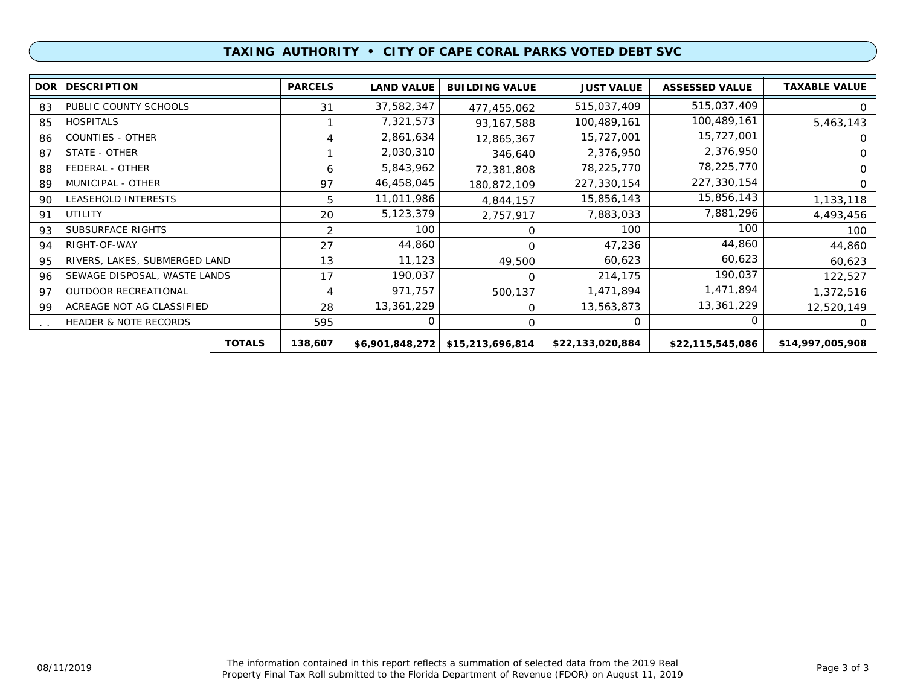## TAXING AUTHORITY • CITY OF CAPE CORAL PARKS VOTED DEBT SVC

| DOR | DESCRIPTION | PARCELS | LAND VALUE | BUILDING VALUE | JUST VALUE | ASSESSED VALUE | TAXABLE VALUE |
|---|---|---|---|---|---|---|---|
| 83 | PUBLIC COUNTY SCHOOLS | 31 | 37,582,347 | 477,455,062 | 515,037,409 | 515,037,409 | 0 |
| 85 | HOSPITALS | 1 | 7,321,573 | 93,167,588 | 100,489,161 | 100,489,161 | 5,463,143 |
| 86 | COUNTIES - OTHER | 4 | 2,861,634 | 12,865,367 | 15,727,001 | 15,727,001 | 0 |
| 87 | STATE - OTHER | 1 | 2,030,310 | 346,640 | 2,376,950 | 2,376,950 | 0 |
| 88 | FEDERAL - OTHER | 6 | 5,843,962 | 72,381,808 | 78,225,770 | 78,225,770 | 0 |
| 89 | MUNICIPAL - OTHER | 97 | 46,458,045 | 180,872,109 | 227,330,154 | 227,330,154 | 0 |
| 90 | LEASEHOLD INTERESTS | 5 | 11,011,986 | 4,844,157 | 15,856,143 | 15,856,143 | 1,133,118 |
| 91 | UTILITY | 20 | 5,123,379 | 2,757,917 | 7,883,033 | 7,881,296 | 4,493,456 |
| 93 | SUBSURFACE RIGHTS | 2 | 100 | 0 | 100 | 100 | 100 |
| 94 | RIGHT-OF-WAY | 27 | 44,860 | 0 | 47,236 | 44,860 | 44,860 |
| 95 | RIVERS, LAKES, SUBMERGED LAND | 13 | 11,123 | 49,500 | 60,623 | 60,623 | 60,623 |
| 96 | SEWAGE DISPOSAL, WASTE LANDS | 17 | 190,037 | 0 | 214,175 | 190,037 | 122,527 |
| 97 | OUTDOOR RECREATIONAL | 4 | 971,757 | 500,137 | 1,471,894 | 1,471,894 | 1,372,516 |
| 99 | ACREAGE NOT AG CLASSIFIED | 28 | 13,361,229 | 0 | 13,563,873 | 13,361,229 | 12,520,149 |
| . . | HEADER & NOTE RECORDS | 595 | 0 | 0 | 0 | 0 | 0 |
| | **TOTALS** | **138,607** | **$6,901,848,272** | **$15,213,696,814** | **$22,133,020,884** | **$22,115,545,086** | **$14,997,005,908** |

08/11/2019

The information contained in this report reflects a summation of selected data from the 2019 Real Property Final Tax Roll submitted to the Florida Department of Revenue (FDOR) on August 11, 2019